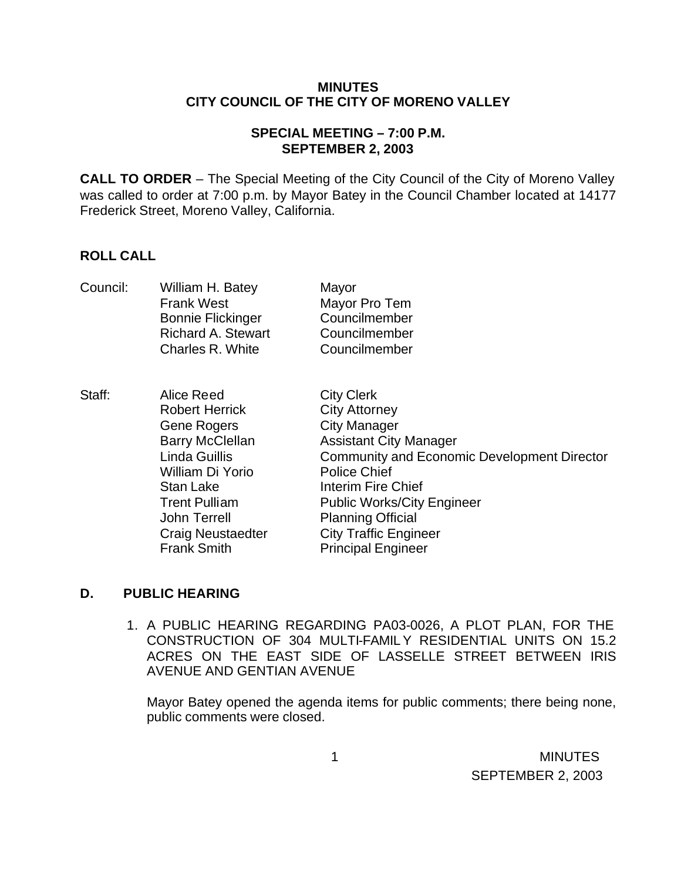**MINUTES**
**CITY COUNCIL OF THE CITY OF MORENO VALLEY**

**SPECIAL MEETING – 7:00 P.M.**
**SEPTEMBER 2, 2003**

**CALL TO ORDER** – The Special Meeting of the City Council of the City of Moreno Valley was called to order at 7:00 p.m. by Mayor Batey in the Council Chamber located at 14177 Frederick Street, Moreno Valley, California.

**ROLL CALL**

| | | |
|---|---|---|
| Council: | William H. Batey | Mayor |
| | Frank West | Mayor Pro Tem |
| | Bonnie Flickinger | Councilmember |
| | Richard A. Stewart | Councilmember |
| | Charles R. White | Councilmember |
| | | |
| Staff: | Alice Reed | City Clerk |
| | Robert Herrick | City Attorney |
| | Gene Rogers | City Manager |
| | Barry McClellan | Assistant City Manager |
| | Linda Guillis | Community and Economic Development Director |
| | William Di Yorio | Police Chief |
| | Stan Lake | Interim Fire Chief |
| | Trent Pulliam | Public Works/City Engineer |
| | John Terrell | Planning Official |
| | Craig Neustaedter | City Traffic Engineer |
| | Frank Smith | Principal Engineer |

**D. PUBLIC HEARING**

1. A PUBLIC HEARING REGARDING PA03-0026, A PLOT PLAN, FOR THE CONSTRUCTION OF 304 MULTI-FAMILY RESIDENTIAL UNITS ON 15.2 ACRES ON THE EAST SIDE OF LASSELLE STREET BETWEEN IRIS AVENUE AND GENTIAN AVENUE

   Mayor Batey opened the agenda items for public comments; there being none, public comments were closed.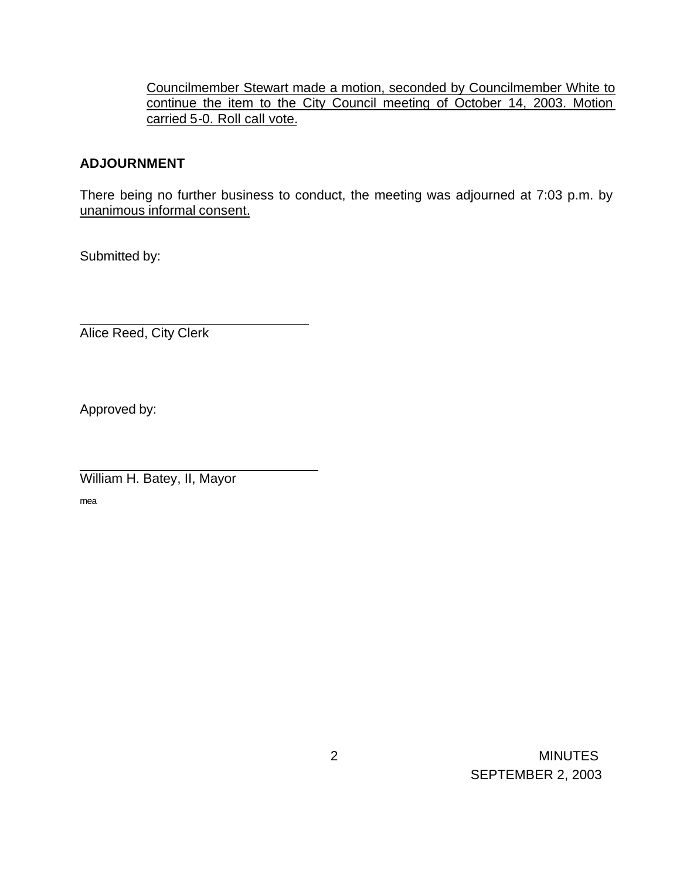Councilmember Stewart made a motion, seconded by Councilmember White to continue the item to the City Council meeting of October 14, 2003. Motion carried 5-0. Roll call vote.

**ADJOURNMENT**

There being no further business to conduct, the meeting was adjourned at 7:03 p.m. by unanimous informal consent.

Submitted by:

\_\_\_\_\_\_\_\_\_\_\_\_\_\_\_\_\_\_\_\_\_\_\_\_\_\_\_\_\_\_\_\_

Alice Reed, City Clerk

Approved by:

\_\_\_\_\_\_\_\_\_\_\_\_\_\_\_\_\_\_\_\_\_\_\_\_\_\_\_\_\_\_\_\_

William H. Batey, II, Mayor

mea